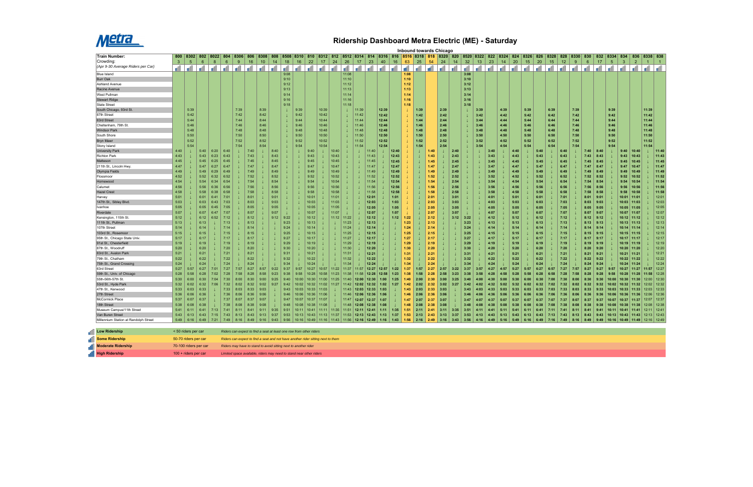# Ridership Dashboard Metra Electric (ME) - Saturday

**Inbound towards Chicago**

| Train Number: | 800 | 8302 | 802 | 8022 | 804 | 8306 | 806 | 8308 | 808 | 8508 | 8310 | 810 | 8312 | 812 | 8512 | 8314 | 814 | 8316 | 816 | 8516 | 8318 | 818 | 8320 | 820 | 8520 | 8322 | 822 | 8324 | 824 | 8326 | 826 | 8328 | 828 | 8330 | 830 | 832 | 8334 | 834 | 836 | 8338 | 838 |
|---|---|---|---|---|---|---|---|---|---|---|---|---|---|---|---|---|---|---|---|---|---|---|---|---|---|---|---|---|---|---|---|---|---|---|---|---|---|---|---|---|---|
| Crowding: (Apr 9-30 Average Riders per Car) | 3 | 5 | 6 | 8 | 6 | 9 | 16 | 10 | 14 | 18 | 16 | 22 | 17 | 24 | 26 | 17 | 23 | 40 | 16 | 63 | 25 | 54 | 24 | 14 | 32 | 13 | 23 | 14 | 20 | 15 | 20 | 15 | 12 | 9 | 6 | 17 | 5 | 3 | 2 | 1 | 1 |
| Blue Island | | | | | | | | | | 9:08 | | | | | 11:08 | | | | | 1:08 | | | | | 3:08 | | | | | | | | | | | | | | | | |
| Burr Oak | | | | | | | | | | 9:10 | | | | | 11:10 | | | | | 1:10 | | | | | 3:10 | | | | | | | | | | | | | | | | |
| Ashland Avenue | | | | | | | | | | 9:12 | | | | | 11:12 | | | | | 1:12 | | | | | 3:12 | | | | | | | | | | | | | | | | |
| Racine Avenue | | | | | | | | | | 9:13 | | | | | 11:13 | | | | | 1:13 | | | | | 3:13 | | | | | | | | | | | | | | | | |
| West Pullman | | | | | | | | | | 9:14 | | | | | 11:14 | | | | | 1:14 | | | | | 3:14 | | | | | | | | | | | | | | | | |
| Stewart Ridge | | | | | | | | | | 9:16 | | | | | 11:16 | | | | | 1:16 | | | | | 3:16 | | | | | | | | | | | | | | | | |
| State Street | | | | | | | | | | 9:18 | | | | | 11:18 | | | | | 1:18 | | | | | 3:18 | | | | | | | | | | | | | | | | |
| South Chicago, 93rd St. | | 5:39 | | | | 7:39 | | 8:39 | | ↓ | 9:39 | | 10:39 | | ↓ | 11:39 | | 12:39 | | ↓ | 1:39 | | 2:39 | | ↓ | 3:39 | | 4:39 | | 5:39 | | 6:39 | | 7:39 | | | 9:39 | | | 11:39 | |
| 87th Street | | 5:42 | | | | 7:42 | | 8:42 | | ↓ | 9:42 | | 10:42 | | ↓ | 11:42 | | 12:42 | | ↓ | 1:42 | | 2:42 | | ↓ | 3:42 | | 4:42 | | 5:42 | | 6:42 | | 7:42 | | | 9:42 | | | 11:42 | |
| 83rd Street | | 5:44 | | | | 7:44 | | 8:44 | | ↓ | 9:44 | | 10:44 | | ↓ | 11:44 | | 12:44 | | ↓ | 1:44 | | 2:44 | | ↓ | 3:44 | | 4:44 | | 5:44 | | 6:44 | | 7:44 | | | 9:44 | | | 11:44 | |
| Cheltenham, 79th St. | | 5:46 | | | | 7:46 | | 8:46 | | ↓ | 9:46 | | 10:46 | | ↓ | 11:46 | | 12:46 | | ↓ | 1:46 | | 2:46 | | ↓ | 3:46 | | 4:46 | | 5:46 | | 6:46 | | 7:46 | | | 9:46 | | | 11:46 | |
| Windsor Park | | 5:48 | | | | 7:48 | | 8:48 | | ↓ | 9:48 | | 10:48 | | ↓ | 11:48 | | 12:48 | | ↓ | 1:48 | | 2:48 | | ↓ | 3:48 | | 4:48 | | 5:48 | | 6:48 | | 7:48 | | | 9:48 | | | 11:48 | |
| South Shore | | 5:50 | | | | 7:50 | | 8:50 | | ↓ | 9:50 | | 10:50 | | ↓ | 11:50 | | 12:50 | | ↓ | 1:50 | | 2:50 | | ↓ | 3:50 | | 4:50 | | 5:50 | | 6:50 | | 7:50 | | | 9:50 | | | 11:50 | |
| Bryn Mawr | | 5:52 | | | | 7:52 | | 8:52 | | ↓ | 9:52 | | 10:52 | | ↓ | 11:52 | | 12:52 | | ↓ | 1:52 | | 2:52 | | ↓ | 3:52 | | 4:52 | | 5:52 | | 6:52 | | 7:52 | | | 9:52 | | | 11:52 | |
| Stony Island | | 5:54 | | | | 7:54 | | 8:54 | | ↓ | 9:54 | | 10:54 | | ↓ | 11:54 | | 12:54 | | ↓ | 1:54 | | 2:54 | | ↓ | 3:54 | | 4:54 | | 5:54 | | 6:54 | | 7:54 | | | 9:54 | | | 11:54 | |
| University Park | 4:40 | ↓ | 5:40 | 6:20 | 6:40 | ↓ | 7:40 | ↓ | 8:40 | ↓ | ↓ | 9:40 | ↓ | 10:40 | ↓ | ↓ | 11:40 | ↓ | 12:40 | ↓ | ↓ | 1:40 | ↓ | 2:40 | ↓ | ↓ | 3:40 | ↓ | 4:40 | ↓ | 5:40 | ↓ | 6:40 | ↓ | 7:40 | 8:40 | ↓ | 9:40 | 10:40 | ↓ | 11:40 |
| Richton Park | 4:43 | ↓ | 5:43 | 6:23 | 6:43 | ↓ | 7:43 | ↓ | 8:43 | ↓ | ↓ | 9:43 | ↓ | 10:43 | ↓ | ↓ | 11:43 | ↓ | 12:43 | ↓ | ↓ | 1:43 | ↓ | 2:43 | ↓ | ↓ | 3:43 | ↓ | 4:43 | ↓ | 5:43 | ↓ | 6:43 | ↓ | 7:43 | 8:43 | ↓ | 9:43 | 10:43 | ↓ | 11:43 |
| Matteson | 4:45 | ↓ | 5:45 | 6:25 | 6:45 | ↓ | 7:45 | ↓ | 8:45 | ↓ | ↓ | 9:45 | ↓ | 10:45 | ↓ | ↓ | 11:45 | ↓ | 12:45 | ↓ | ↓ | 1:45 | ↓ | 2:45 | ↓ | ↓ | 3:45 | ↓ | 4:45 | ↓ | 5:45 | ↓ | 6:45 | ↓ | 7:45 | 8:45 | ↓ | 9:45 | 10:45 | ↓ | 11:45 |
| 211th St., Lincoln Hwy. | 4:47 | ↓ | 5:47 | 6:27 | 6:47 | ↓ | 7:47 | ↓ | 8:47 | ↓ | ↓ | 9:47 | ↓ | 10:47 | ↓ | ↓ | 11:47 | ↓ | 12:47 | ↓ | ↓ | 1:47 | ↓ | 2:47 | ↓ | ↓ | 3:47 | ↓ | 4:47 | ↓ | 5:47 | ↓ | 6:47 | ↓ | 7:47 | 8:47 | ↓ | 9:47 | 10:47 | ↓ | 11:47 |
| Olympia Fields | 4:49 | ↓ | 5:49 | 6:29 | 6:49 | ↓ | 7:49 | ↓ | 8:49 | ↓ | ↓ | 9:49 | ↓ | 10:49 | ↓ | ↓ | 11:49 | ↓ | 12:49 | ↓ | ↓ | 1:49 | ↓ | 2:49 | ↓ | ↓ | 3:49 | ↓ | 4:49 | ↓ | 5:49 | ↓ | 6:49 | ↓ | 7:49 | 8:49 | ↓ | 9:49 | 10:49 | ↓ | 11:49 |
| Flossmoor | 4:52 | ↓ | 5:52 | 6:32 | 6:52 | ↓ | 7:52 | ↓ | 8:52 | ↓ | ↓ | 9:52 | ↓ | 10:52 | ↓ | ↓ | 11:52 | ↓ | 12:52 | ↓ | ↓ | 1:52 | ↓ | 2:52 | ↓ | ↓ | 3:52 | ↓ | 4:52 | ↓ | 5:52 | ↓ | 6:52 | ↓ | 7:52 | 8:52 | ↓ | 9:52 | 10:52 | ↓ | 11:52 |
| Homewood | 4:54 | ↓ | 5:54 | 6:34 | 6:54 | ↓ | 7:54 | ↓ | 8:54 | ↓ | ↓ | 9:54 | ↓ | 10:54 | ↓ | ↓ | 11:54 | ↓ | 12:54 | ↓ | ↓ | 1:54 | ↓ | 2:54 | ↓ | ↓ | 3:54 | ↓ | 4:54 | ↓ | 5:54 | ↓ | 6:54 | ↓ | 7:54 | 8:54 | ↓ | 9:54 | 10:54 | ↓ | 11:54 |
| Calumet | 4:56 | ↓ | 5:56 | 6:36 | 6:56 | ↓ | 7:56 | ↓ | 8:56 | ↓ | ↓ | 9:56 | ↓ | 10:56 | ↓ | ↓ | 11:56 | ↓ | 12:56 | ↓ | ↓ | 1:56 | ↓ | 2:56 | ↓ | ↓ | 3:56 | ↓ | 4:56 | ↓ | 5:56 | ↓ | 6:56 | ↓ | 7:56 | 8:56 | ↓ | 9:56 | 10:56 | ↓ | 11:56 |
| Hazel Crest | 4:58 | ↓ | 5:58 | 6:38 | 6:58 | ↓ | 7:58 | ↓ | 8:58 | ↓ | ↓ | 9:58 | ↓ | 10:58 | ↓ | ↓ | 11:58 | ↓ | 12:58 | ↓ | ↓ | 1:58 | ↓ | 2:58 | ↓ | ↓ | 3:58 | ↓ | 4:58 | ↓ | 5:58 | ↓ | 6:58 | ↓ | 7:58 | 8:58 | ↓ | 9:58 | 10:58 | ↓ | 11:58 |
| Harvey | 5:01 | ↓ | 6:01 | 6:41 | 7:01 | ↓ | 8:01 | ↓ | 9:01 | ↓ | ↓ | 10:01 | ↓ | 11:01 | ↓ | ↓ | 12:01 | ↓ | 1:01 | ↓ | ↓ | 2:01 | ↓ | 3:01 | ↓ | ↓ | 4:01 | ↓ | 5:01 | ↓ | 6:01 | ↓ | 7:01 | ↓ | 8:01 | 9:01 | ↓ | 10:01 | 11:01 | ↓ | 12:01 |
| 147th St., Sibley Blvd. | 5:03 | ↓ | 6:03 | 6:43 | 7:03 | ↓ | 8:03 | ↓ | 9:03 | ↓ | ↓ | 10:03 | ↓ | 11:03 | ↓ | ↓ | 12:03 | ↓ | 1:03 | ↓ | ↓ | 2:03 | ↓ | 3:03 | ↓ | ↓ | 4:03 | ↓ | 5:03 | ↓ | 6:03 | ↓ | 7:03 | ↓ | 8:03 | 9:03 | ↓ | 10:03 | 11:03 | ↓ | 12:03 |
| Ivanhoe | 5:05 | ↓ | 6:05 | 6:45 | 7:05 | ↓ | 8:05 | ↓ | 9:05 | ↓ | ↓ | 10:05 | ↓ | 11:05 | ↓ | ↓ | 12:05 | ↓ | 1:05 | ↓ | ↓ | 2:05 | ↓ | 3:05 | ↓ | ↓ | 4:05 | ↓ | 5:05 | ↓ | 6:05 | ↓ | 7:05 | ↓ | 8:05 | 9:05 | ↓ | 10:05 | 11:05 | ↓ | 12:05 |
| Riverdale | 5:07 | ↓ | 6:07 | 6:47 | 7:07 | ↓ | 8:07 | ↓ | 9:07 | ↓ | ↓ | 10:07 | ↓ | 11:07 | ↓ | ↓ | 12:07 | ↓ | 1:07 | ↓ | ↓ | 2:07 | ↓ | 3:07 | ↓ | ↓ | 4:07 | ↓ | 5:07 | ↓ | 6:07 | ↓ | 7:07 | ↓ | 8:07 | 9:07 | ↓ | 10:07 | 11:07 | ↓ | 12:07 |
| Kensington, 115th St. | 5:12 | ↓ | 6:12 | 6:52 | 7:12 | ↓ | 8:12 | ↓ | 9:12 | 9:22 | ↓ | 10:12 | ↓ | 11:12 | 11:22 | ↓ | 12:12 | ↓ | 1:12 | 1:22 | ↓ | 2:12 | ↓ | 3:12 | 3:22 | ↓ | 4:12 | ↓ | 5:12 | ↓ | 6:12 | ↓ | 7:12 | ↓ | 8:12 | 9:12 | ↓ | 10:12 | 11:12 | ↓ | 12:12 |
| 111th St., Pullman | 5:13 | ↓ | 6:13 | ↓ | 7:13 | ↓ | 8:13 | ↓ | ↓ | 9:23 | ↓ | 10:13 | ↓ | ↓ | 11:23 | ↓ | 12:13 | ↓ | ↓ | 1:23 | ↓ | 2:13 | ↓ | ↓ | 3:23 | ↓ | 4:13 | ↓ | 5:13 | ↓ | 6:13 | ↓ | 7:13 | ↓ | 8:13 | 9:13 | ↓ | 10:13 | 11:13 | ↓ | 12:13 |
| 107th Street | 5:14 | ↓ | 6:14 | ↓ | 7:14 | ↓ | 8:14 | ↓ | ↓ | 9:24 | ↓ | 10:14 | ↓ | ↓ | 11:24 | ↓ | 12:14 | ↓ | ↓ | 1:24 | ↓ | 2:14 | ↓ | ↓ | 3:24 | ↓ | 4:14 | ↓ | 5:14 | ↓ | 6:14 | ↓ | 7:14 | ↓ | 8:14 | 9:14 | ↓ | 10:14 | 11:14 | ↓ | 12:14 |
| 103rd St., Rosemoor | 5:15 | ↓ | 6:15 | ↓ | 7:15 | ↓ | 8:15 | ↓ | ↓ | 9:25 | ↓ | 10:15 | ↓ | ↓ | 11:25 | ↓ | 12:15 | ↓ | ↓ | 1:25 | ↓ | 2:15 | ↓ | ↓ | 3:25 | ↓ | 4:15 | ↓ | 5:15 | ↓ | 6:15 | ↓ | 7:15 | ↓ | 8:15 | 9:15 | ↓ | 10:15 | 11:15 | ↓ | 12:15 |
| 95th St., Chicago State Univ. | 5:17 | ↓ | 6:17 | ↓ | 7:17 | ↓ | 8:17 | ↓ | ↓ | 9:27 | ↓ | 10:17 | ↓ | ↓ | 11:27 | ↓ | 12:17 | ↓ | ↓ | 1:27 | ↓ | 2:17 | ↓ | ↓ | 3:27 | ↓ | 4:17 | ↓ | 5:17 | ↓ | 6:17 | ↓ | 7:17 | ↓ | 8:17 | 9:17 | ↓ | 10:17 | 11:17 | ↓ | 12:17 |
| 91st St., Chesterfield | 5:19 | ↓ | 6:19 | ↓ | 7:19 | ↓ | 8:19 | ↓ | ↓ | 9:29 | ↓ | 10:19 | ↓ | ↓ | 11:29 | ↓ | 12:19 | ↓ | ↓ | 1:29 | ↓ | 2:19 | ↓ | ↓ | 3:29 | ↓ | 4:19 | ↓ | 5:19 | ↓ | 6:19 | ↓ | 7:19 | ↓ | 8:19 | 9:19 | ↓ | 10:19 | 11:19 | ↓ | 12:19 |
| 87th St., Woodruff | 5:20 | ↓ | 6:20 | ↓ | 7:20 | ↓ | 8:20 | ↓ | ↓ | 9:30 | ↓ | 10:20 | ↓ | ↓ | 11:30 | ↓ | 12:20 | ↓ | ↓ | 1:30 | ↓ | 2:20 | ↓ | ↓ | 3:30 | ↓ | 4:20 | ↓ | 5:20 | ↓ | 6:20 | ↓ | 7:20 | ↓ | 8:20 | 9:20 | ↓ | 10:20 | 11:20 | ↓ | 12:20 |
| 83rd St., Avalon Park | 5:21 | ↓ | 6:21 | ↓ | 7:21 | ↓ | 8:21 | ↓ | ↓ | 9:31 | ↓ | 10:21 | ↓ | ↓ | 11:31 | ↓ | 12:21 | ↓ | ↓ | 1:31 | ↓ | 2:21 | ↓ | ↓ | 3:31 | ↓ | 4:21 | ↓ | 5:21 | ↓ | 6:21 | ↓ | 7:21 | ↓ | 8:21 | 9:21 | ↓ | 10:21 | 11:21 | ↓ | 12:21 |
| 79th St., Chatham | 5:22 | ↓ | 6:22 | ↓ | 7:22 | ↓ | 8:22 | ↓ | ↓ | 9:32 | ↓ | 10:22 | ↓ | ↓ | 11:32 | ↓ | 12:22 | ↓ | ↓ | 1:32 | ↓ | 2:22 | ↓ | ↓ | 3:32 | ↓ | 4:22 | ↓ | 5:22 | ↓ | 6:22 | ↓ | 7:22 | ↓ | 8:22 | 9:22 | ↓ | 10:22 | 11:22 | ↓ | 12:22 |
| 75th St., Grand Crossing | 5:24 | ↓ | 6:24 | ↓ | 7:24 | ↓ | 8:24 | ↓ | ↓ | 9:34 | ↓ | 10:24 | ↓ | ↓ | 11:34 | ↓ | 12:24 | ↓ | ↓ | 1:34 | ↓ | 2:24 | ↓ | ↓ | 3:34 | ↓ | 4:24 | ↓ | 5:24 | ↓ | 6:24 | ↓ | 7:24 | ↓ | 8:24 | 9:24 | ↓ | 10:24 | 11:24 | ↓ | 12:24 |
| 63rd Street | 5:27 | 5:57 | 6:27 | 7:01 | 7:27 | 7:57 | 8:27 | 8:57 | 9:22 | 9:37 | 9:57 | 10:27 | 10:57 | 11:22 | 11:37 | 11:57 | 12:27 | 12:57 | 1:22 | 1:37 | 1:57 | 2:27 | 2:57 | 3:22 | 3:37 | 3:57 | 4:27 | 4:57 | 5:27 | 5:57 | 6:27 | 6:57 | 7:27 | 7:57 | 8:27 | 9:27 | 9:57 | 10:27 | 11:27 | 11:57 | 12:27 |
| 59th-56th St., Univ. of Chicago | 5:28 | 5:58 | 6:28 | 7:02 | 7:28 | 7:58 | 8:28 | 8:58 | 9:23 | 9:38 | 9:58 | 10:28 | 10:58 | 11:23 | 11:38 | 11:58 | 12:28 | 12:58 | 1:23 | 1:38 | 1:58 | 2:28 | 2:58 | 3:23 | 3:38 | 3:58 | 4:28 | 4:58 | 5:28 | 5:58 | 6:28 | 6:58 | 7:28 | 7:58 | 8:28 | 9:28 | 9:58 | 10:28 | 11:28 | 11:58 | 12:28 |
| 55th-56th-57th St. | 5:30 | 6:00 | 6:30 | 7:04 | 7:30 | 8:00 | 8:30 | 9:00 | 9:25 | 9:40 | 10:00 | 10:30 | 11:00 | 11:25 | 11:40 | 12:00 | 12:30 | 1:00 | 1:25 | 1:40 | 2:00 | 2:30 | 3:00 | 3:25 | 3:40 | 4:00 | 4:30 | 5:00 | 5:30 | 6:00 | 6:30 | 7:00 | 7:30 | 8:00 | 8:30 | 9:30 | 10:00 | 10:30 | 11:30 | 12:00 | 12:30 |
| 53rd St., Hyde Park | 5:32 | 6:02 | 6:32 | 7:06 | 7:32 | 8:02 | 8:32 | 9:02 | 9:27 | 9:42 | 10:02 | 10:32 | 11:02 | 11:27 | 11:42 | 12:02 | 12:32 | 1:02 | 1:27 | 1:42 | 2:02 | 2:32 | 3:02 | 3:27 | 3:42 | 4:02 | 4:32 | 5:02 | 5:32 | 6:02 | 6:32 | 7:02 | 7:32 | 8:02 | 8:32 | 9:32 | 10:02 | 10:32 | 11:32 | 12:02 | 12:32 |
| 47th St., Kenwood | 5:33 | 6:03 | 6:33 | ↓ | 7:33 | 8:03 | 8:33 | 9:03 | ↓ | 9:43 | 10:03 | 10:33 | 11:03 | ↓ | 11:43 | 12:03 | 12:33 | 1:03 | ↓ | 1:43 | 2:03 | 2:33 | 3:03 | ↓ | 3:43 | 4:03 | 4:33 | 5:03 | 5:33 | 6:03 | 6:33 | 7:03 | 7:33 | 8:03 | 8:33 | 9:33 | 10:03 | 10:33 | 11:33 | 12:03 | 12:33 |
| 27th Street | 5:36 | 6:06 | 6:36 | ↓ | 7:36 | 8:06 | 8:36 | 9:06 | ↓ | 9:46 | 10:06 | 10:36 | 11:06 | ↓ | 11:46 | 12:06 | 12:36 | 1:06 | ↓ | 1:46 | 2:06 | 2:36 | 3:06 | ↓ | 3:46 | 4:06 | 4:36 | 5:06 | 5:36 | 6:06 | 6:36 | 7:06 | 7:36 | 8:06 | 8:36 | 9:36 | 10:06 | 10:36 | 11:36 | 12:06 | 12:36 |
| McCormick Place | 5:37 | 6:07 | 6:37 | ↓ | 7:37 | 8:07 | 8:37 | 9:07 | ↓ | 9:47 | 10:07 | 10:37 | 11:07 | ↓ | 11:47 | 12:07 | 12:37 | 1:07 | ↓ | 1:47 | 2:07 | 2:37 | 3:07 | ↓ | 3:47 | 4:07 | 4:37 | 5:07 | 5:37 | 6:07 | 6:37 | 7:07 | 7:37 | 8:07 | 8:37 | 9:37 | 10:07 | 10:37 | 11:37 | 12:07 | 12:37 |
| 18th Street | 5:38 | 6:08 | 6:38 | ↓ | 7:38 | 8:08 | 8:38 | 9:08 | ↓ | 9:48 | 10:08 | 10:38 | 11:08 | ↓ | 11:48 | 12:08 | 12:38 | 1:08 | ↓ | 1:48 | 2:08 | 2:38 | 3:08 | ↓ | 3:48 | 4:08 | 4:38 | 5:08 | 5:38 | 6:08 | 6:38 | 7:08 | 7:38 | 8:08 | 8:38 | 9:38 | 10:08 | 10:38 | 11:38 | 12:08 | 12:38 |
| Museum Campus/11th Street | 5:41 | 6:11 | 6:41 | 7:13 | 7:41 | 8:11 | 8:41 | 9:11 | 9:35 | 9:51 | 10:11 | 10:41 | 11:11 | 11:35 | 11:51 | 12:11 | 12:41 | 1:11 | 1:35 | 1:51 | 2:11 | 2:41 | 3:11 | 3:35 | 3:51 | 4:11 | 4:41 | 5:11 | 5:41 | 6:11 | 6:41 | 7:11 | 7:41 | 8:11 | 8:41 | 9:41 | 10:11 | 10:41 | 11:41 | 12:11 | 12:41 |
| Van Buren Street | 5:43 | 6:13 | 6:43 | 7:15 | 7:43 | 8:13 | 8:43 | 9:13 | 9:37 | 9:53 | 10:13 | 10:43 | 11:13 | 11:37 | 11:53 | 12:13 | 12:43 | 1:13 | 1:37 | 1:53 | 2:13 | 2:43 | 3:13 | 3:37 | 3:53 | 4:13 | 4:43 | 5:13 | 5:43 | 6:13 | 6:43 | 7:13 | 7:43 | 8:13 | 8:43 | 9:43 | 10:13 | 10:43 | 11:43 | 12:13 | 12:43 |
| Millennium Station at Randolph Street | 5:49 | 6:16 | 6:49 | 7:21 | 7:49 | 8:16 | 8:49 | 9:16 | 9:43 | 9:56 | 10:16 | 10:49 | 11:16 | 11:43 | 11:56 | 12:16 | 12:49 | 1:16 | 1:43 | 1:56 | 2:16 | 2:49 | 3:16 | 3:43 | 3:56 | 4:16 | 4:49 | 5:16 | 5:49 | 6:16 | 6:49 | 7:16 | 7:49 | 8:16 | 8:49 | 9:49 | 10:16 | 10:49 | 11:49 | 12:16 | 12:49 |

| Level | Riders | Description |
|---|---|---|
| **Low Ridership** | < 50 riders per car | Riders can expect to find a seat at least one row from other riders |
| **Some Ridership** | 50-70 riders per car | Riders can expect to find a seat and not have another rider sitting next to them |
| **Moderate Ridership** | 70-100 riders per car | Riders may have to stand to avoid sitting next to another rider |
| **High Ridership** | 100 + riders per car | Limited space available, riders may need to stand near other riders |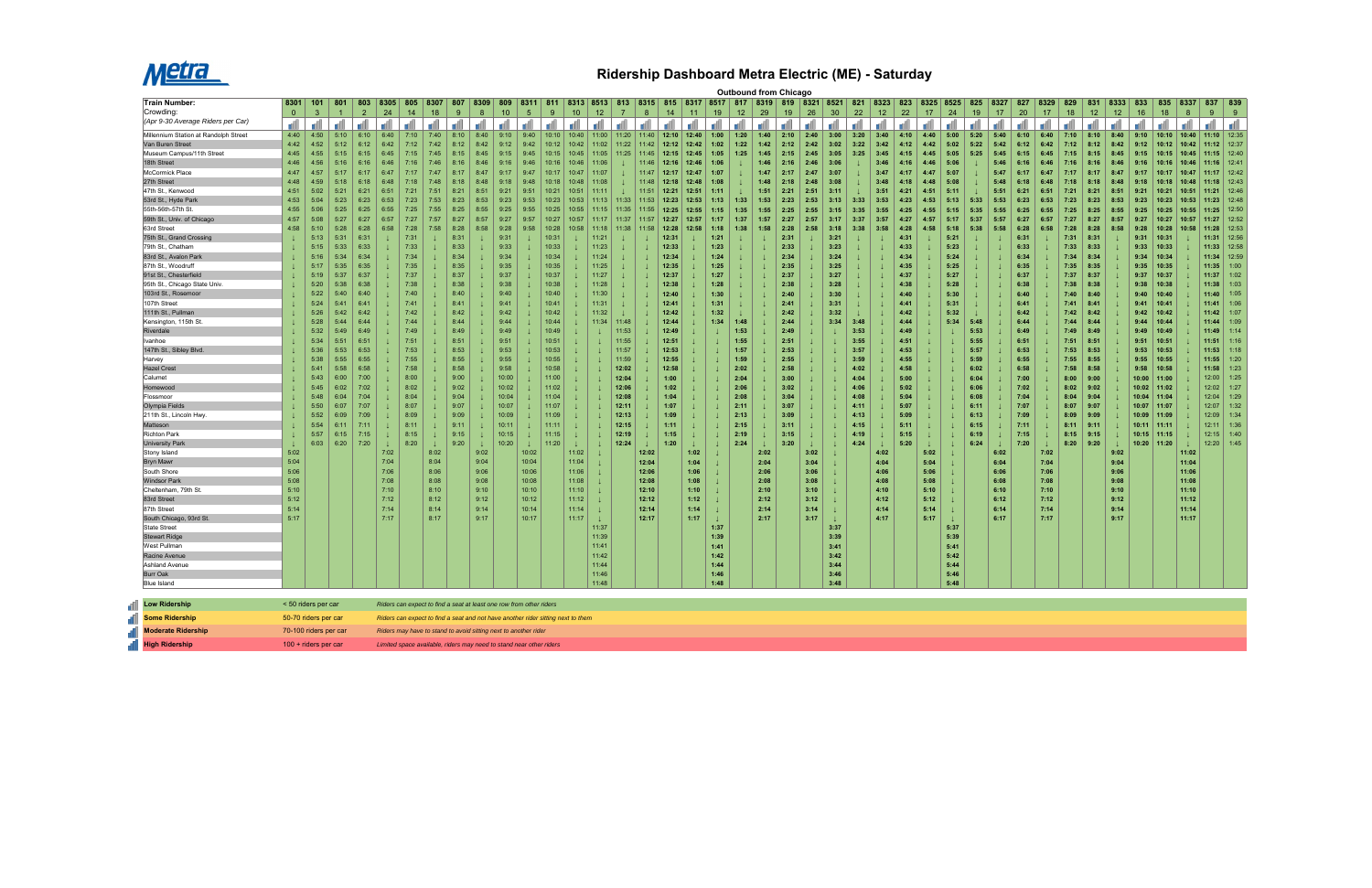# Ridership Dashboard Metra Electric (ME) - Saturday

## Outbound from Chicago

| Train Number: | 8301 | 101 | 801 | 803 | 8305 | 805 | 8307 | 807 | 8309 | 809 | 8311 | 811 | 8313 | 8513 | 813 | 8315 | 815 | 8317 | 8517 | 817 | 8319 | 819 | 8321 | 8521 | 821 | 8323 | 823 | 8325 | 8525 | 825 | 8327 | 827 | 8329 | 829 | 831 | 8333 | 833 | 835 | 8337 | 837 | 839 |
|---|---|---|---|---|---|---|---|---|---|---|---|---|---|---|---|---|---|---|---|---|---|---|---|---|---|---|---|---|---|---|---|---|---|---|---|---|---|---|---|---|---|
| Crowding: (Apr 9-30 Average Riders per Car) | 0 | 3 | 1 | 2 | 24 | 14 | 18 | 9 | 8 | 10 | 5 | 9 | 10 | 12 | 7 | 8 | 14 | 11 | 19 | 12 | 29 | 19 | 26 | 30 | 22 | 12 | 22 | 17 | 24 | 19 | 17 | 20 | 17 | 18 | 12 | 12 | 16 | 18 | 8 | 9 | 9 |
| Millennium Station at Randolph Street | 4:40 | 4:50 | 5:10 | 6:10 | 6:40 | 7:10 | 7:40 | 8:10 | 8:40 | 9:10 | 9:40 | 10:10 | 10:40 | 11:00 | 11:20 | 11:40 | 12:10 | 12:40 | 1:00 | 1:20 | 1:40 | 2:10 | 2:40 | 3:00 | 3:20 | 3:40 | 4:10 | 4:40 | 5:00 | 5:20 | 5:40 | 6:10 | 6:40 | 7:10 | 8:10 | 8:40 | 9:10 | 10:10 | 10:40 | 11:10 | 12:35 |
| Van Buren Street | 4:42 | 4:52 | 5:12 | 6:12 | 6:42 | 7:12 | 7:42 | 8:12 | 8:42 | 9:12 | 9:42 | 10:12 | 10:42 | 11:02 | 11:22 | 11:42 | 12:12 | 12:42 | 1:02 | 1:22 | 1:42 | 2:12 | 2:42 | 3:02 | 3:22 | 3:42 | 4:12 | 4:42 | 5:02 | 5:22 | 5:42 | 6:12 | 6:42 | 7:12 | 8:12 | 8:42 | 9:12 | 10:12 | 10:42 | 11:12 | 12:37 |
| Museum Campus/11th Street | 4:45 | 4:55 | 5:15 | 6:15 | 6:45 | 7:15 | 7:45 | 8:15 | 8:45 | 9:15 | 9:45 | 10:15 | 10:45 | 11:05 | 11:25 | 11:45 | 12:15 | 12:45 | 1:05 | 1:25 | 1:45 | 2:15 | 2:45 | 3:05 | 3:25 | 3:45 | 4:15 | 4:45 | 5:05 | 5:25 | 5:45 | 6:15 | 6:45 | 7:15 | 8:15 | 8:45 | 9:15 | 10:15 | 10:45 | 11:15 | 12:40 |
| 18th Street | 4:46 | 4:56 | 5:16 | 6:16 | 6:46 | 7:16 | 7:46 | 8:16 | 8:46 | 9:16 | 9:46 | 10:16 | 10:46 | 11:06 | ↓ | 11:46 | 12:16 | 12:46 | 1:06 | ↓ | 1:46 | 2:16 | 2:46 | 3:06 | ↓ | 3:46 | 4:16 | 4:46 | 5:06 | ↓ | 5:46 | 6:16 | 6:46 | 7:16 | 8:16 | 8:46 | 9:16 | 10:16 | 10:46 | 11:16 | 12:41 |
| McCormick Place | 4:47 | 4:57 | 5:17 | 6:17 | 6:47 | 7:17 | 7:47 | 8:17 | 8:47 | 9:17 | 9:47 | 10:17 | 10:47 | 11:07 | ↓ | 11:47 | 12:17 | 12:47 | 1:07 | ↓ | 1:47 | 2:17 | 2:47 | 3:07 | ↓ | 3:47 | 4:17 | 4:47 | 5:07 | ↓ | 5:47 | 6:17 | 6:47 | 7:17 | 8:17 | 8:47 | 9:17 | 10:17 | 10:47 | 11:17 | 12:42 |
| 27th Street | 4:48 | 4:59 | 5:18 | 6:18 | 6:48 | 7:18 | 7:48 | 8:18 | 8:48 | 9:18 | 9:48 | 10:18 | 10:48 | 11:08 | ↓ | 11:48 | 12:18 | 12:48 | 1:08 | ↓ | 1:48 | 2:18 | 2:48 | 3:08 | ↓ | 3:48 | 4:18 | 4:48 | 5:08 | ↓ | 5:48 | 6:18 | 6:48 | 7:18 | 8:18 | 8:48 | 9:18 | 10:18 | 10:48 | 11:18 | 12:43 |
| 47th St., Kenwood | 4:51 | 5:02 | 5:21 | 6:21 | 6:51 | 7:21 | 7:51 | 8:21 | 8:51 | 9:21 | 9:51 | 10:21 | 10:51 | 11:11 | ↓ | 11:51 | 12:21 | 12:51 | 1:11 | ↓ | 1:51 | 2:21 | 2:51 | 3:11 | ↓ | 3:51 | 4:21 | 4:51 | 5:11 | ↓ | 5:51 | 6:21 | 6:51 | 7:21 | 8:21 | 8:51 | 9:21 | 10:21 | 10:51 | 11:21 | 12:46 |
| 53rd St., Hyde Park | 4:53 | 5:04 | 5:23 | 6:23 | 6:53 | 7:23 | 7:53 | 8:23 | 8:53 | 9:23 | 9:53 | 10:23 | 10:53 | 11:13 | 11:33 | 11:53 | 12:23 | 12:53 | 1:13 | 1:33 | 1:53 | 2:23 | 2:53 | 3:13 | 3:33 | 3:53 | 4:23 | 4:53 | 5:13 | 5:33 | 5:53 | 6:23 | 6:53 | 7:23 | 8:23 | 8:53 | 9:23 | 10:23 | 10:53 | 11:23 | 12:48 |
| 55th-56th-57th St. | 4:55 | 5:06 | 5:25 | 6:25 | 6:55 | 7:25 | 7:55 | 8:25 | 8:55 | 9:25 | 9:55 | 10:25 | 10:55 | 11:15 | 11:35 | 11:55 | 12:25 | 12:55 | 1:15 | 1:35 | 1:55 | 2:25 | 2:55 | 3:15 | 3:35 | 3:55 | 4:25 | 4:55 | 5:15 | 5:35 | 5:55 | 6:25 | 6:55 | 7:25 | 8:25 | 8:55 | 9:25 | 10:25 | 10:55 | 11:25 | 12:50 |
| 59th St., Univ. of Chicago | 4:57 | 5:08 | 5:27 | 6:27 | 6:57 | 7:27 | 7:57 | 8:27 | 8:57 | 9:27 | 9:57 | 10:27 | 10:57 | 11:17 | 11:37 | 11:57 | 12:27 | 12:57 | 1:17 | 1:37 | 1:57 | 2:27 | 2:57 | 3:17 | 3:37 | 3:57 | 4:27 | 4:57 | 5:17 | 5:37 | 5:57 | 6:27 | 6:57 | 7:27 | 8:27 | 8:57 | 9:27 | 10:27 | 10:57 | 11:27 | 12:52 |
| 63rd Street | 4:58 | 5:10 | 5:28 | 6:28 | 6:58 | 7:28 | 7:58 | 8:28 | 8:58 | 9:28 | 9:58 | 10:28 | 10:58 | 11:18 | 11:38 | 11:58 | 12:28 | 12:58 | 1:18 | 1:38 | 1:58 | 2:28 | 2:58 | 3:18 | 3:38 | 3:58 | 4:28 | 4:58 | 5:18 | 5:38 | 5:58 | 6:28 | 6:58 | 7:28 | 8:28 | 8:58 | 9:28 | 10:28 | 10:58 | 11:28 | 12:53 |
| 75th St., Grand Crossing | ↓ | 5:13 | 5:31 | 6:31 | ↓ | 7:31 | ↓ | 8:31 | ↓ | 9:31 | ↓ | 10:31 | ↓ | 11:21 | ↓ | ↓ | 12:31 | ↓ | 1:21 | ↓ | ↓ | 2:31 | ↓ | 3:21 | ↓ | ↓ | 4:31 | ↓ | 5:21 | ↓ | ↓ | 6:31 | ↓ | 7:31 | 8:31 | ↓ | 9:31 | 10:31 | ↓ | 11:31 | 12:56 |
| 79th St., Chatham | ↓ | 5:15 | 5:33 | 6:33 | ↓ | 7:33 | ↓ | 8:33 | ↓ | 9:33 | ↓ | 10:33 | ↓ | 11:23 | ↓ | ↓ | 12:33 | ↓ | 1:23 | ↓ | ↓ | 2:33 | ↓ | 3:23 | ↓ | ↓ | 4:33 | ↓ | 5:23 | ↓ | ↓ | 6:33 | ↓ | 7:33 | 8:33 | ↓ | 9:33 | 10:33 | ↓ | 11:33 | 12:58 |
| 83rd St., Avalon Park | ↓ | 5:16 | 5:34 | 6:34 | ↓ | 7:34 | ↓ | 8:34 | ↓ | 9:34 | ↓ | 10:34 | ↓ | 11:24 | ↓ | ↓ | 12:34 | ↓ | 1:24 | ↓ | ↓ | 2:34 | ↓ | 3:24 | ↓ | ↓ | 4:34 | ↓ | 5:24 | ↓ | ↓ | 6:34 | ↓ | 7:34 | 8:34 | ↓ | 9:34 | 10:34 | ↓ | 11:34 | 12:59 |
| 87th St., Woodruff | ↓ | 5:17 | 5:35 | 6:35 | ↓ | 7:35 | ↓ | 8:35 | ↓ | 9:35 | ↓ | 10:35 | ↓ | 11:25 | ↓ | ↓ | 12:35 | ↓ | 1:25 | ↓ | ↓ | 2:35 | ↓ | 3:25 | ↓ | ↓ | 4:35 | ↓ | 5:25 | ↓ | ↓ | 6:35 | ↓ | 7:35 | 8:35 | ↓ | 9:35 | 10:35 | ↓ | 11:35 | 1:00 |
| 91st St., Chesterfield | ↓ | 5:19 | 5:37 | 6:37 | ↓ | 7:37 | ↓ | 8:37 | ↓ | 9:37 | ↓ | 10:37 | ↓ | 11:27 | ↓ | ↓ | 12:37 | ↓ | 1:27 | ↓ | ↓ | 2:37 | ↓ | 3:27 | ↓ | ↓ | 4:37 | ↓ | 5:27 | ↓ | ↓ | 6:37 | ↓ | 7:37 | 8:37 | ↓ | 9:37 | 10:37 | ↓ | 11:37 | 1:02 |
| 95th St., Chicago State Univ. | ↓ | 5:20 | 5:38 | 6:38 | ↓ | 7:38 | ↓ | 8:38 | ↓ | 9:38 | ↓ | 10:38 | ↓ | 11:28 | ↓ | ↓ | 12:38 | ↓ | 1:28 | ↓ | ↓ | 2:38 | ↓ | 3:28 | ↓ | ↓ | 4:38 | ↓ | 5:28 | ↓ | ↓ | 6:38 | ↓ | 7:38 | 8:38 | ↓ | 9:38 | 10:38 | ↓ | 11:38 | 1:03 |
| 103rd St., Rosemoor | ↓ | 5:22 | 5:40 | 6:40 | ↓ | 7:40 | ↓ | 8:40 | ↓ | 9:40 | ↓ | 10:40 | ↓ | 11:30 | ↓ | ↓ | 12:40 | ↓ | 1:30 | ↓ | ↓ | 2:40 | ↓ | 3:30 | ↓ | ↓ | 4:40 | ↓ | 5:30 | ↓ | ↓ | 6:40 | ↓ | 7:40 | 8:40 | ↓ | 9:40 | 10:40 | ↓ | 11:40 | 1:05 |
| 107th Street | ↓ | 5:24 | 5:41 | 6:41 | ↓ | 7:41 | ↓ | 8:41 | ↓ | 9:41 | ↓ | 10:41 | ↓ | 11:31 | ↓ | ↓ | 12:41 | ↓ | 1:31 | ↓ | ↓ | 2:41 | ↓ | 3:31 | ↓ | ↓ | 4:41 | ↓ | 5:31 | ↓ | ↓ | 6:41 | ↓ | 7:41 | 8:41 | ↓ | 9:41 | 10:41 | ↓ | 11:41 | 1:06 |
| 111th St., Pullman | ↓ | 5:26 | 5:42 | 6:42 | ↓ | 7:42 | ↓ | 8:42 | ↓ | 9:42 | ↓ | 10:42 | ↓ | 11:32 | ↓ | ↓ | 12:42 | ↓ | 1:32 | ↓ | ↓ | 2:42 | ↓ | 3:32 | ↓ | ↓ | 4:42 | ↓ | 5:32 | ↓ | ↓ | 6:42 | ↓ | 7:42 | 8:42 | ↓ | 9:42 | 10:42 | ↓ | 11:42 | 1:07 |
| Kensington, 115th St. | ↓ | 5:28 | 5:44 | 6:44 | ↓ | 7:44 | ↓ | 8:44 | ↓ | 9:44 | ↓ | 10:44 | ↓ | 11:34 | 11:48 | ↓ | 12:44 | ↓ | 1:34 | 1:48 | ↓ | 2:44 | ↓ | 3:34 | 3:48 | ↓ | 4:44 | ↓ | 5:34 | 5:48 | ↓ | 6:44 | ↓ | 7:44 | 8:44 | ↓ | 9:44 | 10:44 | ↓ | 11:44 | 1:09 |
| Riverdale | ↓ | 5:32 | 5:49 | 6:49 | ↓ | 7:49 | ↓ | 8:49 | ↓ | 9:49 | ↓ | 10:49 | ↓ | ↓ | 11:53 | ↓ | 12:49 | ↓ | ↓ | 1:53 | ↓ | 2:49 | ↓ | ↓ | 3:53 | ↓ | 4:49 | ↓ | ↓ | 5:53 | ↓ | 6:49 | ↓ | 7:49 | 8:49 | ↓ | 9:49 | 10:49 | ↓ | 11:49 | 1:14 |
| Ivanhoe | ↓ | 5:34 | 5:51 | 6:51 | ↓ | 7:51 | ↓ | 8:51 | ↓ | 9:51 | ↓ | 10:51 | ↓ | ↓ | 11:55 | ↓ | 12:51 | ↓ | ↓ | 1:55 | ↓ | 2:51 | ↓ | ↓ | 3:55 | ↓ | 4:51 | ↓ | ↓ | 5:55 | ↓ | 6:51 | ↓ | 7:51 | 8:51 | ↓ | 9:51 | 10:51 | ↓ | 11:51 | 1:16 |
| 147th St., Sibley Blvd. | ↓ | 5:36 | 5:53 | 6:53 | ↓ | 7:53 | ↓ | 8:53 | ↓ | 9:53 | ↓ | 10:53 | ↓ | ↓ | 11:57 | ↓ | 12:53 | ↓ | ↓ | 1:57 | ↓ | 2:53 | ↓ | ↓ | 3:57 | ↓ | 4:53 | ↓ | ↓ | 5:57 | ↓ | 6:53 | ↓ | 7:53 | 8:53 | ↓ | 9:53 | 10:53 | ↓ | 11:53 | 1:18 |
| Harvey | ↓ | 5:38 | 5:55 | 6:55 | ↓ | 7:55 | ↓ | 8:55 | ↓ | 9:55 | ↓ | 10:55 | ↓ | ↓ | 11:59 | ↓ | 12:55 | ↓ | ↓ | 1:59 | ↓ | 2:55 | ↓ | ↓ | 3:59 | ↓ | 4:55 | ↓ | ↓ | 5:59 | ↓ | 6:55 | ↓ | 7:55 | 8:55 | ↓ | 9:55 | 10:55 | ↓ | 11:55 | 1:20 |
| Hazel Crest | ↓ | 5:41 | 5:58 | 6:58 | ↓ | 7:58 | ↓ | 8:58 | ↓ | 9:58 | ↓ | 10:58 | ↓ | ↓ | 12:02 | ↓ | 12:58 | ↓ | ↓ | 2:02 | ↓ | 2:58 | ↓ | ↓ | 4:02 | ↓ | 4:58 | ↓ | ↓ | 6:02 | ↓ | 6:58 | ↓ | 7:58 | 8:58 | ↓ | 9:58 | 10:58 | ↓ | 11:58 | 1:23 |
| Calumet | ↓ | 5:43 | 6:00 | 7:00 | ↓ | 8:00 | ↓ | 9:00 | ↓ | 10:00 | ↓ | 11:00 | ↓ | ↓ | 12:04 | ↓ | 1:00 | ↓ | ↓ | 2:04 | ↓ | 3:00 | ↓ | ↓ | 4:04 | ↓ | 5:00 | ↓ | ↓ | 6:04 | ↓ | 7:00 | ↓ | 8:00 | 9:00 | ↓ | 10:00 | 11:00 | ↓ | 12:00 | 1:25 |
| Homewood | ↓ | 5:45 | 6:02 | 7:02 | ↓ | 8:02 | ↓ | 9:02 | ↓ | 10:02 | ↓ | 11:02 | ↓ | ↓ | 12:06 | ↓ | 1:02 | ↓ | ↓ | 2:06 | ↓ | 3:02 | ↓ | ↓ | 4:06 | ↓ | 5:02 | ↓ | ↓ | 6:06 | ↓ | 7:02 | ↓ | 8:02 | 9:02 | ↓ | 10:02 | 11:02 | ↓ | 12:02 | 1:27 |
| Flossmoor | ↓ | 5:48 | 6:04 | 7:04 | ↓ | 8:04 | ↓ | 9:04 | ↓ | 10:04 | ↓ | 11:04 | ↓ | ↓ | 12:08 | ↓ | 1:04 | ↓ | ↓ | 2:08 | ↓ | 3:04 | ↓ | ↓ | 4:08 | ↓ | 5:04 | ↓ | ↓ | 6:08 | ↓ | 7:04 | ↓ | 8:04 | 9:04 | ↓ | 10:04 | 11:04 | ↓ | 12:04 | 1:29 |
| Olympia Fields | ↓ | 5:50 | 6:07 | 7:07 | ↓ | 8:07 | ↓ | 9:07 | ↓ | 10:07 | ↓ | 11:07 | ↓ | ↓ | 12:11 | ↓ | 1:07 | ↓ | ↓ | 2:11 | ↓ | 3:07 | ↓ | ↓ | 4:11 | ↓ | 5:07 | ↓ | ↓ | 6:11 | ↓ | 7:07 | ↓ | 8:07 | 9:07 | ↓ | 10:07 | 11:07 | ↓ | 12:07 | 1:32 |
| 211th St., Lincoln Hwy. | ↓ | 5:52 | 6:09 | 7:09 | ↓ | 8:09 | ↓ | 9:09 | ↓ | 10:09 | ↓ | 11:09 | ↓ | ↓ | 12:13 | ↓ | 1:09 | ↓ | ↓ | 2:13 | ↓ | 3:09 | ↓ | ↓ | 4:13 | ↓ | 5:09 | ↓ | ↓ | 6:13 | ↓ | 7:09 | ↓ | 8:09 | 9:09 | ↓ | 10:09 | 11:09 | ↓ | 12:09 | 1:34 |
| Matteson | ↓ | 5:54 | 6:11 | 7:11 | ↓ | 8:11 | ↓ | 9:11 | ↓ | 10:11 | ↓ | 11:11 | ↓ | ↓ | 12:15 | ↓ | 1:11 | ↓ | ↓ | 2:15 | ↓ | 3:11 | ↓ | ↓ | 4:15 | ↓ | 5:11 | ↓ | ↓ | 6:15 | ↓ | 7:11 | ↓ | 8:11 | 9:11 | ↓ | 10:11 | 11:11 | ↓ | 12:11 | 1:36 |
| Richton Park | ↓ | 5:57 | 6:15 | 7:15 | ↓ | 8:15 | ↓ | 9:15 | ↓ | 10:15 | ↓ | 11:15 | ↓ | ↓ | 12:19 | ↓ | 1:15 | ↓ | ↓ | 2:19 | ↓ | 3:15 | ↓ | ↓ | 4:19 | ↓ | 5:15 | ↓ | ↓ | 6:19 | ↓ | 7:15 | ↓ | 8:15 | 9:15 | ↓ | 10:15 | 11:15 | ↓ | 12:15 | 1:40 |
| University Park | ↓ | 6:03 | 6:20 | 7:20 | ↓ | 8:20 | ↓ | 9:20 | ↓ | 10:20 | ↓ | 11:20 | ↓ | ↓ | 12:24 | ↓ | 1:20 | ↓ | ↓ | 2:24 | ↓ | 3:20 | ↓ | ↓ | 4:24 | ↓ | 5:20 | ↓ | ↓ | 6:24 | ↓ | 7:20 | ↓ | 8:20 | 9:20 | ↓ | 10:20 | 11:20 | ↓ | 12:20 | 1:45 |
| Stony Island | 5:02 | | | | 7:02 | | 8:02 | | 9:02 | | 10:02 | | 11:02 | ↓ | | 12:02 | | 1:02 | ↓ | | 2:02 | | 3:02 | ↓ | | 4:02 | | 5:02 | ↓ | | 6:02 | | 7:02 | | | 9:02 | | | 11:02 | | |
| Bryn Mawr | 5:04 | | | | 7:04 | | 8:04 | | 9:04 | | 10:04 | | 11:04 | ↓ | | 12:04 | | 1:04 | ↓ | | 2:04 | | 3:04 | ↓ | | 4:04 | | 5:04 | ↓ | | 6:04 | | 7:04 | | | 9:04 | | | 11:04 | | |
| South Shore | 5:06 | | | | 7:06 | | 8:06 | | 9:06 | | 10:06 | | 11:06 | ↓ | | 12:06 | | 1:06 | ↓ | | 2:06 | | 3:06 | ↓ | | 4:06 | | 5:06 | ↓ | | 6:06 | | 7:06 | | | 9:06 | | | 11:06 | | |
| Windsor Park | 5:08 | | | | 7:08 | | 8:08 | | 9:08 | | 10:08 | | 11:08 | ↓ | | 12:08 | | 1:08 | ↓ | | 2:08 | | 3:08 | ↓ | | 4:08 | | 5:08 | ↓ | | 6:08 | | 7:08 | | | 9:08 | | | 11:08 | | |
| Cheltenham, 79th St. | 5:10 | | | | 7:10 | | 8:10 | | 9:10 | | 10:10 | | 11:10 | ↓ | | 12:10 | | 1:10 | ↓ | | 2:10 | | 3:10 | ↓ | | 4:10 | | 5:10 | ↓ | | 6:10 | | 7:10 | | | 9:10 | | | 11:10 | | |
| 83rd Street | 5:12 | | | | 7:12 | | 8:12 | | 9:12 | | 10:12 | | 11:12 | ↓ | | 12:12 | | 1:12 | ↓ | | 2:12 | | 3:12 | ↓ | | 4:12 | | 5:12 | ↓ | | 6:12 | | 7:12 | | | 9:12 | | | 11:12 | | |
| 87th Street | 5:14 | | | | 7:14 | | 8:14 | | 9:14 | | 10:14 | | 11:14 | ↓ | | 12:14 | | 1:14 | ↓ | | 2:14 | | 3:14 | ↓ | | 4:14 | | 5:14 | ↓ | | 6:14 | | 7:14 | | | 9:14 | | | 11:14 | | |
| South Chicago, 93rd St. | 5:17 | | | | 7:17 | | 8:17 | | 9:17 | | 10:17 | | 11:17 | ↓ | | 12:17 | | 1:17 | ↓ | | 2:17 | | 3:17 | ↓ | | 4:17 | | 5:17 | ↓ | | 6:17 | | 7:17 | | | 9:17 | | | 11:17 | | |
| State Street | | | | | | | | | | | | | | 11:37 | | | | | 1:37 | | | | | 3:37 | | | | | 5:37 | | | | | | | | | | | | |
| Stewart Ridge | | | | | | | | | | | | | | 11:39 | | | | | 1:39 | | | | | 3:39 | | | | | 5:39 | | | | | | | | | | | | |
| West Pullman | | | | | | | | | | | | | | 11:41 | | | | | 1:41 | | | | | 3:41 | | | | | 5:41 | | | | | | | | | | | | |
| Racine Avenue | | | | | | | | | | | | | | 11:42 | | | | | 1:42 | | | | | 3:42 | | | | | 5:42 | | | | | | | | | | | | |
| Ashland Avenue | | | | | | | | | | | | | | 11:44 | | | | | 1:44 | | | | | 3:44 | | | | | 5:44 | | | | | | | | | | | | |
| Burr Oak | | | | | | | | | | | | | | 11:46 | | | | | 1:46 | | | | | 3:46 | | | | | 5:46 | | | | | | | | | | | | |
| Blue Island | | | | | | | | | | | | | | 11:48 | | | | | 1:48 | | | | | 3:48 | | | | | 5:48 | | | | | | | | | | | | |

| | | |
|---|---|---|
| **Low Ridership** | < 50 riders per car | *Riders can expect to find a seat at least one row from other riders* |
| **Some Ridership** | 50-70 riders per car | *Riders can expect to find a seat and not have another rider sitting next to them* |
| **Moderate Ridership** | 70-100 riders per car | *Riders may have to stand to avoid sitting next to another rider* |
| **High Ridership** | 100 + riders per car | *Limited space available, riders may need to stand near other riders* |